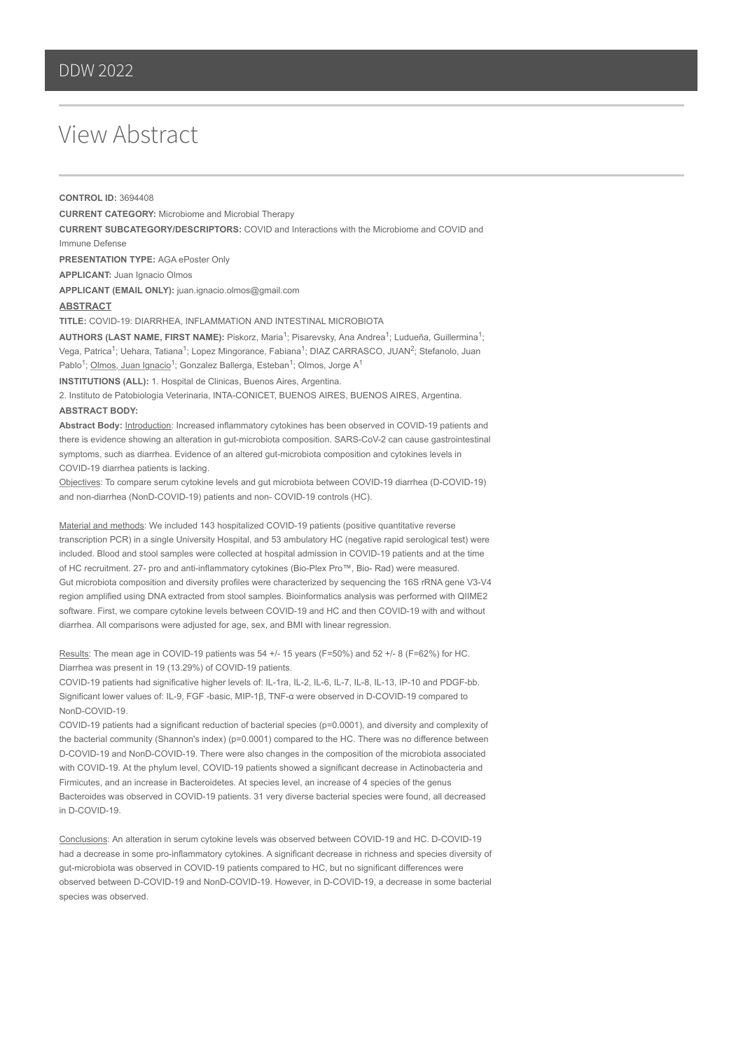# DDW 2022

## View Abstract

**CONTROL ID:** 3694408

**CURRENT CATEGORY:** Microbiome and Microbial Therapy

**CURRENT SUBCATEGORY/DESCRIPTORS:** COVID and Interactions with the Microbiome and COVID and Immune Defense

**PRESENTATION TYPE:** AGA ePoster Only

**APPLICANT:** Juan Ignacio Olmos

**APPLICANT (EMAIL ONLY):** juan.ignacio.olmos@gmail.com

**ABSTRACT**

**TITLE:** COVID-19: DIARRHEA, INFLAMMATION AND INTESTINAL MICROBIOTA

**AUTHORS (LAST NAME, FIRST NAME):** Piskorz, Maria[1]; Pisarevsky, Ana Andrea[1]; Ludueña, Guillermina[1]; Vega, Patrica[1]; Uehara, Tatiana[1]; Lopez Mingorance, Fabiana[1]; DIAZ CARRASCO, JUAN[2]; Stefanolo, Juan Pablo[1]; Olmos, Juan Ignacio[1]; Gonzalez Ballerga, Esteban[1]; Olmos, Jorge A[1]

**INSTITUTIONS (ALL):** 1. Hospital de Clinicas, Buenos Aires, Argentina.

2. Instituto de Patobiologia Veterinaria, INTA-CONICET, BUENOS AIRES, BUENOS AIRES, Argentina.

**ABSTRACT BODY:**

**Abstract Body:** Introduction: Increased inflammatory cytokines has been observed in COVID-19 patients and there is evidence showing an alteration in gut-microbiota composition. SARS-CoV-2 can cause gastrointestinal symptoms, such as diarrhea. Evidence of an altered gut-microbiota composition and cytokines levels in COVID-19 diarrhea patients is lacking.

Objectives: To compare serum cytokine levels and gut microbiota between COVID-19 diarrhea (D-COVID-19) and non-diarrhea (NonD-COVID-19) patients and non- COVID-19 controls (HC).

Material and methods: We included 143 hospitalized COVID-19 patients (positive quantitative reverse transcription PCR) in a single University Hospital, and 53 ambulatory HC (negative rapid serological test) were included. Blood and stool samples were collected at hospital admission in COVID-19 patients and at the time of HC recruitment. 27- pro and anti-inflammatory cytokines (Bio-Plex Pro™, Bio- Rad) were measured. Gut microbiota composition and diversity profiles were characterized by sequencing the 16S rRNA gene V3-V4 region amplified using DNA extracted from stool samples. Bioinformatics analysis was performed with QIIME2 software. First, we compare cytokine levels between COVID-19 and HC and then COVID-19 with and without diarrhea. All comparisons were adjusted for age, sex, and BMI with linear regression.

Results: The mean age in COVID-19 patients was 54 +/- 15 years (F=50%) and 52 +/- 8 (F=62%) for HC. Diarrhea was present in 19 (13.29%) of COVID-19 patients.

COVID-19 patients had significative higher levels of: IL-1ra, IL-2, IL-6, IL-7, IL-8, IL-13, IP-10 and PDGF-bb. Significant lower values of: IL-9, FGF -basic, MIP-1β, TNF-α were observed in D-COVID-19 compared to NonD-COVID-19.

COVID-19 patients had a significant reduction of bacterial species (p=0.0001), and diversity and complexity of the bacterial community (Shannon's index) (p=0.0001) compared to the HC. There was no difference between D-COVID-19 and NonD-COVID-19. There were also changes in the composition of the microbiota associated with COVID-19. At the phylum level, COVID-19 patients showed a significant decrease in Actinobacteria and Firmicutes, and an increase in Bacteroidetes. At species level, an increase of 4 species of the genus Bacteroides was observed in COVID-19 patients. 31 very diverse bacterial species were found, all decreased in D-COVID-19.

Conclusions: An alteration in serum cytokine levels was observed between COVID-19 and HC. D-COVID-19 had a decrease in some pro-inflammatory cytokines. A significant decrease in richness and species diversity of gut-microbiota was observed in COVID-19 patients compared to HC, but no significant differences were observed between D-COVID-19 and NonD-COVID-19. However, in D-COVID-19, a decrease in some bacterial species was observed.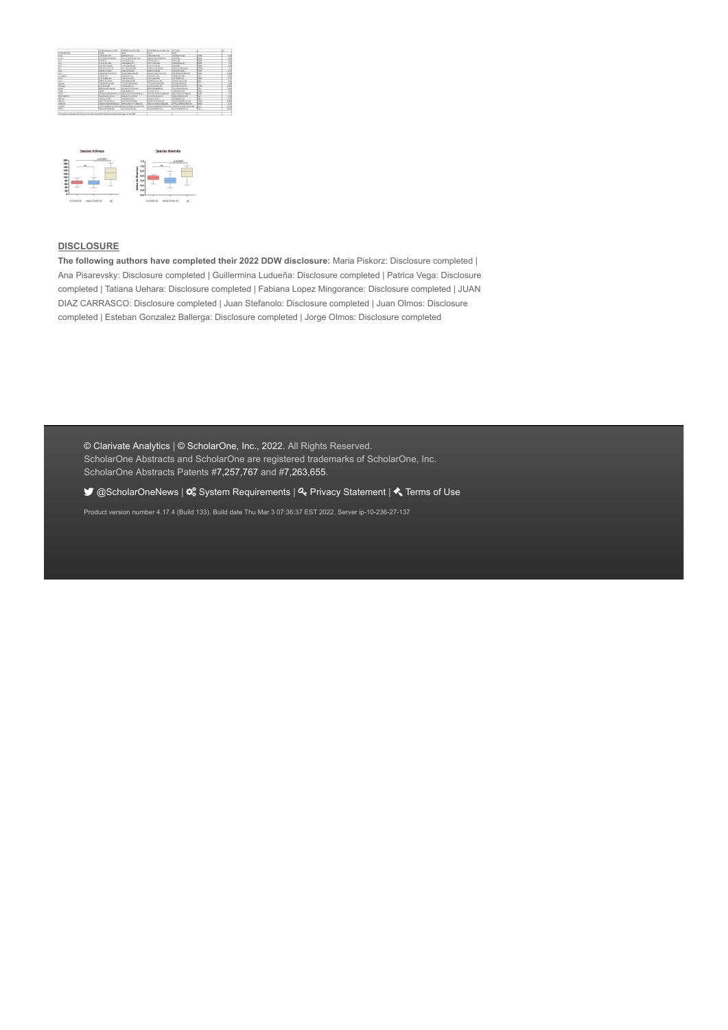Species richness

Species diversity

p<0.0001

p<0.0001

ns

ns

200

180

160

140

120

100

80

60

40

20

0

7.5

7.0

6.5

6.0

5.5

5.0

4.5

4.0

Indice de Shannon

X-COVID-19

NonX-COVID-19

HC

X-COVID-19

NonX-COVID-19

HC

## DISCLOSURE

**The following authors have completed their 2022 DDW disclosure:** Maria Piskorz: Disclosure completed | Ana Pisarevsky: Disclosure completed | Guillermina Ludueña: Disclosure completed | Patrica Vega: Disclosure completed | Tatiana Uehara: Disclosure completed | Fabiana Lopez Mingorance: Disclosure completed | JUAN DIAZ CARRASCO: Disclosure completed | Juan Stefanolo: Disclosure completed | Juan Olmos: Disclosure completed | Esteban Gonzalez Ballerga: Disclosure completed | Jorge Olmos: Disclosure completed